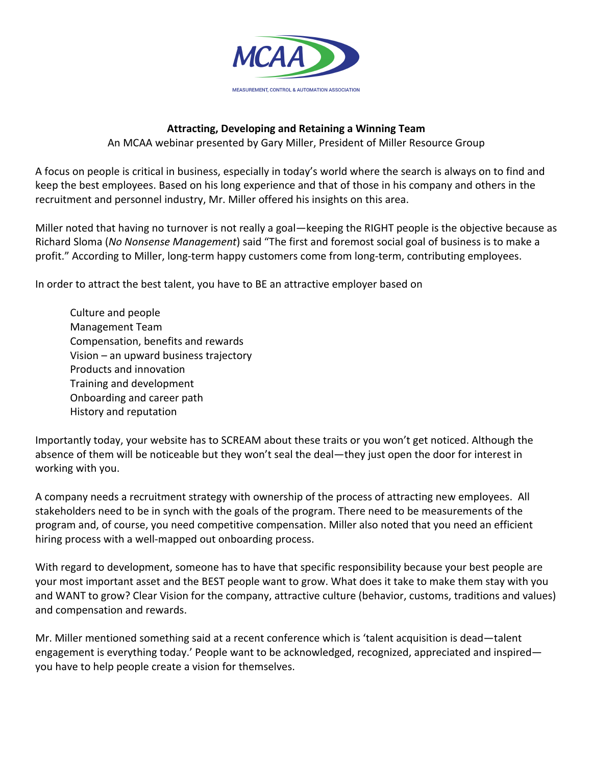MCAA

MEASUREMENT, CONTROL & AUTOMATION ASSOCIATION

**Attracting, Developing and Retaining a Winning Team**

An MCAA webinar presented by Gary Miller, President of Miller Resource Group

A focus on people is critical in business, especially in today's world where the search is always on to find and keep the best employees. Based on his long experience and that of those in his company and others in the recruitment and personnel industry, Mr. Miller offered his insights on this area.

Miller noted that having no turnover is not really a goal—keeping the RIGHT people is the objective because as Richard Sloma (*No Nonsense Management*) said "The first and foremost social goal of business is to make a profit." According to Miller, long-term happy customers come from long-term, contributing employees.

In order to attract the best talent, you have to BE an attractive employer based on

- Culture and people
- Management Team
- Compensation, benefits and rewards
- Vision – an upward business trajectory
- Products and innovation
- Training and development
- Onboarding and career path
- History and reputation

Importantly today, your website has to SCREAM about these traits or you won't get noticed. Although the absence of them will be noticeable but they won't seal the deal—they just open the door for interest in working with you.

A company needs a recruitment strategy with ownership of the process of attracting new employees. All stakeholders need to be in synch with the goals of the program. There need to be measurements of the program and, of course, you need competitive compensation. Miller also noted that you need an efficient hiring process with a well-mapped out onboarding process.

With regard to development, someone has to have that specific responsibility because your best people are your most important asset and the BEST people want to grow. What does it take to make them stay with you and WANT to grow? Clear Vision for the company, attractive culture (behavior, customs, traditions and values) and compensation and rewards.

Mr. Miller mentioned something said at a recent conference which is 'talent acquisition is dead—talent engagement is everything today.' People want to be acknowledged, recognized, appreciated and inspired—you have to help people create a vision for themselves.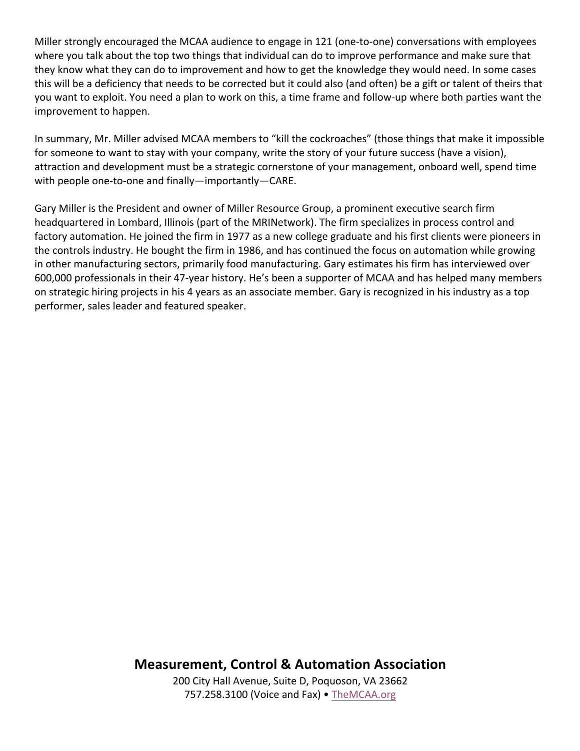Miller strongly encouraged the MCAA audience to engage in 121 (one-to-one) conversations with employees where you talk about the top two things that individual can do to improve performance and make sure that they know what they can do to improvement and how to get the knowledge they would need. In some cases this will be a deficiency that needs to be corrected but it could also (and often) be a gift or talent of theirs that you want to exploit. You need a plan to work on this, a time frame and follow-up where both parties want the improvement to happen.

In summary, Mr. Miller advised MCAA members to "kill the cockroaches" (those things that make it impossible for someone to want to stay with your company, write the story of your future success (have a vision), attraction and development must be a strategic cornerstone of your management, onboard well, spend time with people one-to-one and finally—importantly—CARE.

Gary Miller is the President and owner of Miller Resource Group, a prominent executive search firm headquartered in Lombard, Illinois (part of the MRINetwork). The firm specializes in process control and factory automation. He joined the firm in 1977 as a new college graduate and his first clients were pioneers in the controls industry. He bought the firm in 1986, and has continued the focus on automation while growing in other manufacturing sectors, primarily food manufacturing. Gary estimates his firm has interviewed over 600,000 professionals in their 47-year history. He's been a supporter of MCAA and has helped many members on strategic hiring projects in his 4 years as an associate member. Gary is recognized in his industry as a top performer, sales leader and featured speaker.

**Measurement, Control & Automation Association**

200 City Hall Avenue, Suite D, Poquoson, VA 23662
757.258.3100 (Voice and Fax) • TheMCAA.org